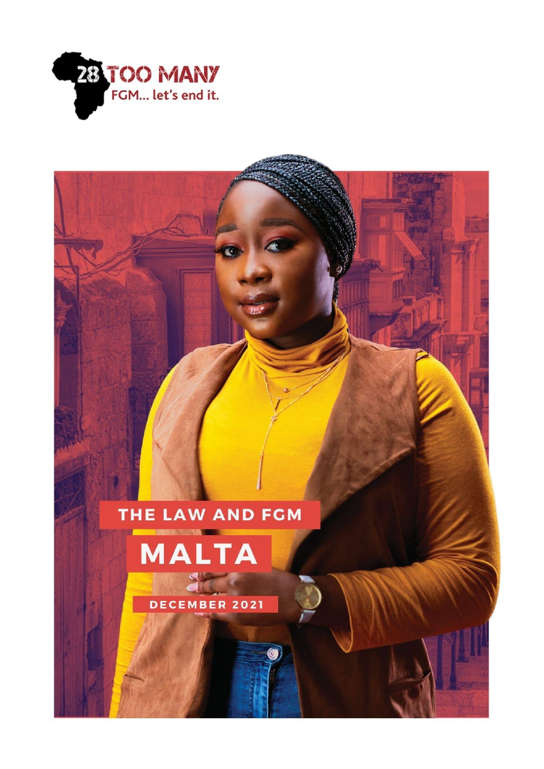28 TOO MANY
FGM... let's end it.

# THE LAW AND FGM

# MALTA

DECEMBER 2021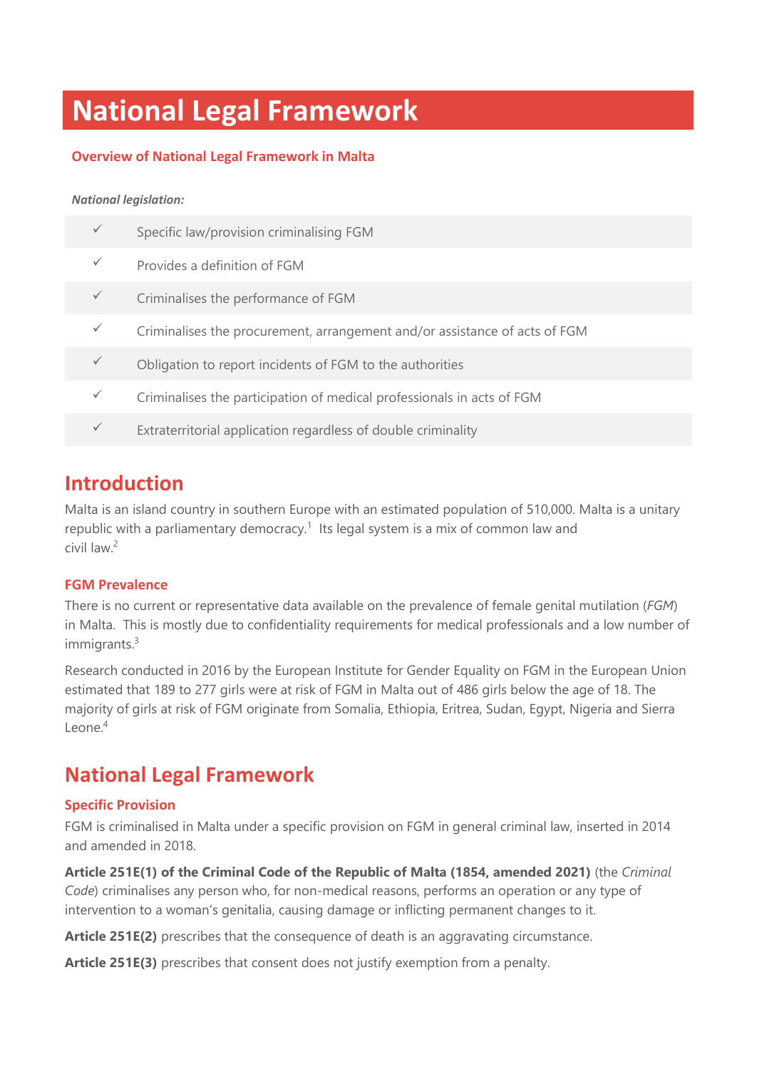# National Legal Framework

## Overview of National Legal Framework in Malta

***National legislation:***

| | |
|---|---|
| ✓ | Specific law/provision criminalising FGM |
| ✓ | Provides a definition of FGM |
| ✓ | Criminalises the performance of FGM |
| ✓ | Criminalises the procurement, arrangement and/or assistance of acts of FGM |
| ✓ | Obligation to report incidents of FGM to the authorities |
| ✓ | Criminalises the participation of medical professionals in acts of FGM |
| ✓ | Extraterritorial application regardless of double criminality |

## Introduction

Malta is an island country in southern Europe with an estimated population of 510,000. Malta is a unitary republic with a parliamentary democracy.[1] Its legal system is a mix of common law and civil law.[2]

### FGM Prevalence

There is no current or representative data available on the prevalence of female genital mutilation (*FGM*) in Malta. This is mostly due to confidentiality requirements for medical professionals and a low number of immigrants.[3]

Research conducted in 2016 by the European Institute for Gender Equality on FGM in the European Union estimated that 189 to 277 girls were at risk of FGM in Malta out of 486 girls below the age of 18. The majority of girls at risk of FGM originate from Somalia, Ethiopia, Eritrea, Sudan, Egypt, Nigeria and Sierra Leone.[4]

## National Legal Framework

### Specific Provision

FGM is criminalised in Malta under a specific provision on FGM in general criminal law, inserted in 2014 and amended in 2018.

**Article 251E(1) of the Criminal Code of the Republic of Malta (1854, amended 2021)** (the *Criminal Code*) criminalises any person who, for non-medical reasons, performs an operation or any type of intervention to a woman's genitalia, causing damage or inflicting permanent changes to it.

**Article 251E(2)** prescribes that the consequence of death is an aggravating circumstance.

**Article 251E(3)** prescribes that consent does not justify exemption from a penalty.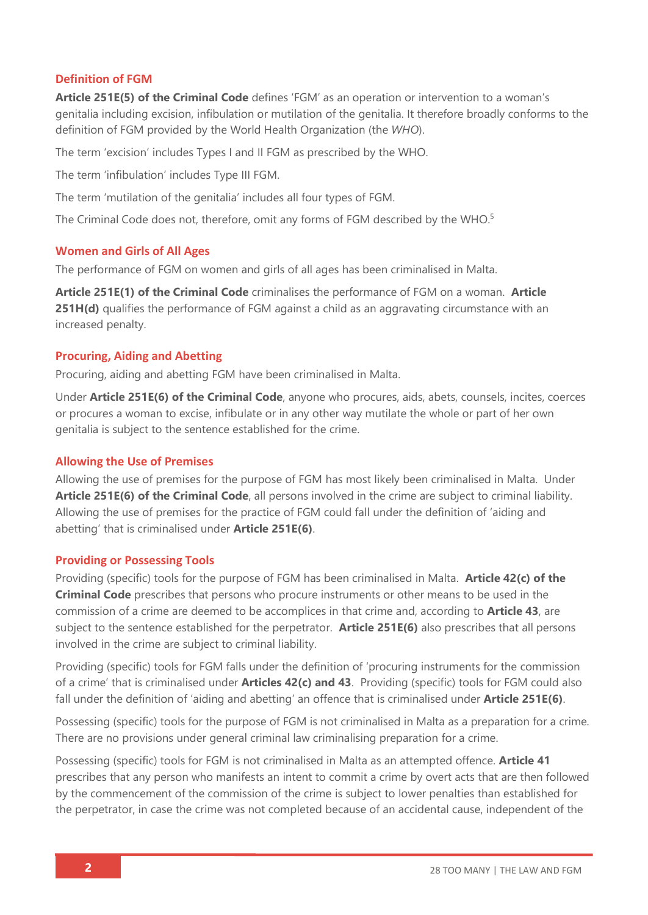### Definition of FGM

**Article 251E(5) of the Criminal Code** defines 'FGM' as an operation or intervention to a woman's genitalia including excision, infibulation or mutilation of the genitalia. It therefore broadly conforms to the definition of FGM provided by the World Health Organization (the *WHO*).

The term 'excision' includes Types I and II FGM as prescribed by the WHO.

The term 'infibulation' includes Type III FGM.

The term 'mutilation of the genitalia' includes all four types of FGM.

The Criminal Code does not, therefore, omit any forms of FGM described by the WHO.[5]

### Women and Girls of All Ages

The performance of FGM on women and girls of all ages has been criminalised in Malta.

**Article 251E(1) of the Criminal Code** criminalises the performance of FGM on a woman. **Article 251H(d)** qualifies the performance of FGM against a child as an aggravating circumstance with an increased penalty.

### Procuring, Aiding and Abetting

Procuring, aiding and abetting FGM have been criminalised in Malta.

Under **Article 251E(6) of the Criminal Code**, anyone who procures, aids, abets, counsels, incites, coerces or procures a woman to excise, infibulate or in any other way mutilate the whole or part of her own genitalia is subject to the sentence established for the crime.

### Allowing the Use of Premises

Allowing the use of premises for the purpose of FGM has most likely been criminalised in Malta. Under **Article 251E(6) of the Criminal Code**, all persons involved in the crime are subject to criminal liability. Allowing the use of premises for the practice of FGM could fall under the definition of 'aiding and abetting' that is criminalised under **Article 251E(6)**.

### Providing or Possessing Tools

Providing (specific) tools for the purpose of FGM has been criminalised in Malta. **Article 42(c) of the Criminal Code** prescribes that persons who procure instruments or other means to be used in the commission of a crime are deemed to be accomplices in that crime and, according to **Article 43**, are subject to the sentence established for the perpetrator. **Article 251E(6)** also prescribes that all persons involved in the crime are subject to criminal liability.

Providing (specific) tools for FGM falls under the definition of 'procuring instruments for the commission of a crime' that is criminalised under **Articles 42(c) and 43**. Providing (specific) tools for FGM could also fall under the definition of 'aiding and abetting' an offence that is criminalised under **Article 251E(6)**.

Possessing (specific) tools for the purpose of FGM is not criminalised in Malta as a preparation for a crime. There are no provisions under general criminal law criminalising preparation for a crime.

Possessing (specific) tools for FGM is not criminalised in Malta as an attempted offence. **Article 41** prescribes that any person who manifests an intent to commit a crime by overt acts that are then followed by the commencement of the commission of the crime is subject to lower penalties than established for the perpetrator, in case the crime was not completed because of an accidental cause, independent of the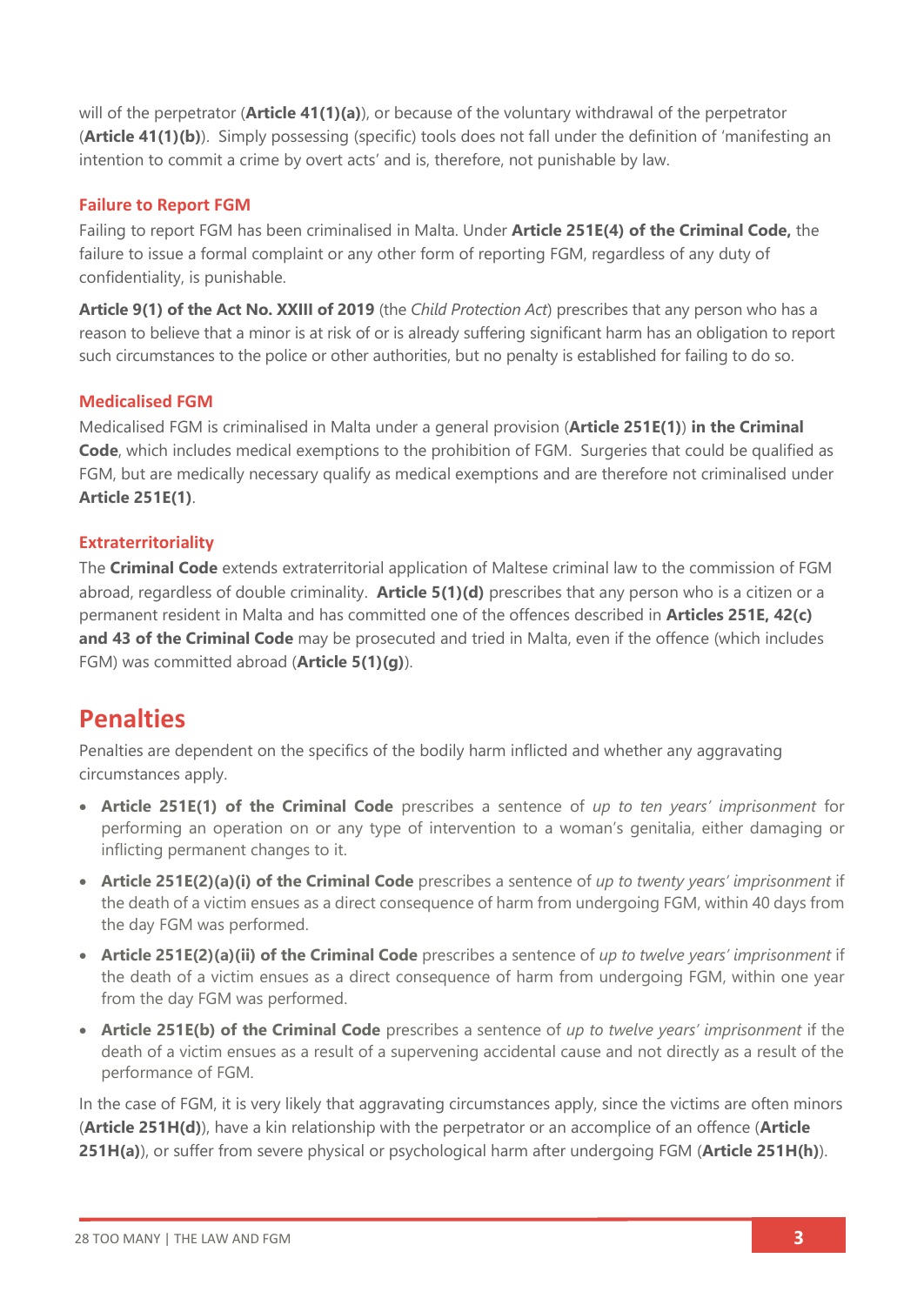will of the perpetrator (**Article 41(1)(a)**), or because of the voluntary withdrawal of the perpetrator (**Article 41(1)(b)**). Simply possessing (specific) tools does not fall under the definition of 'manifesting an intention to commit a crime by overt acts' and is, therefore, not punishable by law.

### Failure to Report FGM

Failing to report FGM has been criminalised in Malta. Under **Article 251E(4) of the Criminal Code,** the failure to issue a formal complaint or any other form of reporting FGM, regardless of any duty of confidentiality, is punishable.

**Article 9(1) of the Act No. XXIII of 2019** (the *Child Protection Act*) prescribes that any person who has a reason to believe that a minor is at risk of or is already suffering significant harm has an obligation to report such circumstances to the police or other authorities, but no penalty is established for failing to do so.

### Medicalised FGM

Medicalised FGM is criminalised in Malta under a general provision (**Article 251E(1)**) **in the Criminal Code**, which includes medical exemptions to the prohibition of FGM. Surgeries that could be qualified as FGM, but are medically necessary qualify as medical exemptions and are therefore not criminalised under **Article 251E(1)**.

### Extraterritoriality

The **Criminal Code** extends extraterritorial application of Maltese criminal law to the commission of FGM abroad, regardless of double criminality. **Article 5(1)(d)** prescribes that any person who is a citizen or a permanent resident in Malta and has committed one of the offences described in **Articles 251E, 42(c) and 43 of the Criminal Code** may be prosecuted and tried in Malta, even if the offence (which includes FGM) was committed abroad (**Article 5(1)(g)**).

## Penalties

Penalties are dependent on the specifics of the bodily harm inflicted and whether any aggravating circumstances apply.

- **Article 251E(1) of the Criminal Code** prescribes a sentence of *up to ten years' imprisonment* for performing an operation on or any type of intervention to a woman's genitalia, either damaging or inflicting permanent changes to it.
- **Article 251E(2)(a)(i) of the Criminal Code** prescribes a sentence of *up to twenty years' imprisonment* if the death of a victim ensues as a direct consequence of harm from undergoing FGM, within 40 days from the day FGM was performed.
- **Article 251E(2)(a)(ii) of the Criminal Code** prescribes a sentence of *up to twelve years' imprisonment* if the death of a victim ensues as a direct consequence of harm from undergoing FGM, within one year from the day FGM was performed.
- **Article 251E(b) of the Criminal Code** prescribes a sentence of *up to twelve years' imprisonment* if the death of a victim ensues as a result of a supervening accidental cause and not directly as a result of the performance of FGM.

In the case of FGM, it is very likely that aggravating circumstances apply, since the victims are often minors (**Article 251H(d)**), have a kin relationship with the perpetrator or an accomplice of an offence (**Article 251H(a)**), or suffer from severe physical or psychological harm after undergoing FGM (**Article 251H(h)**).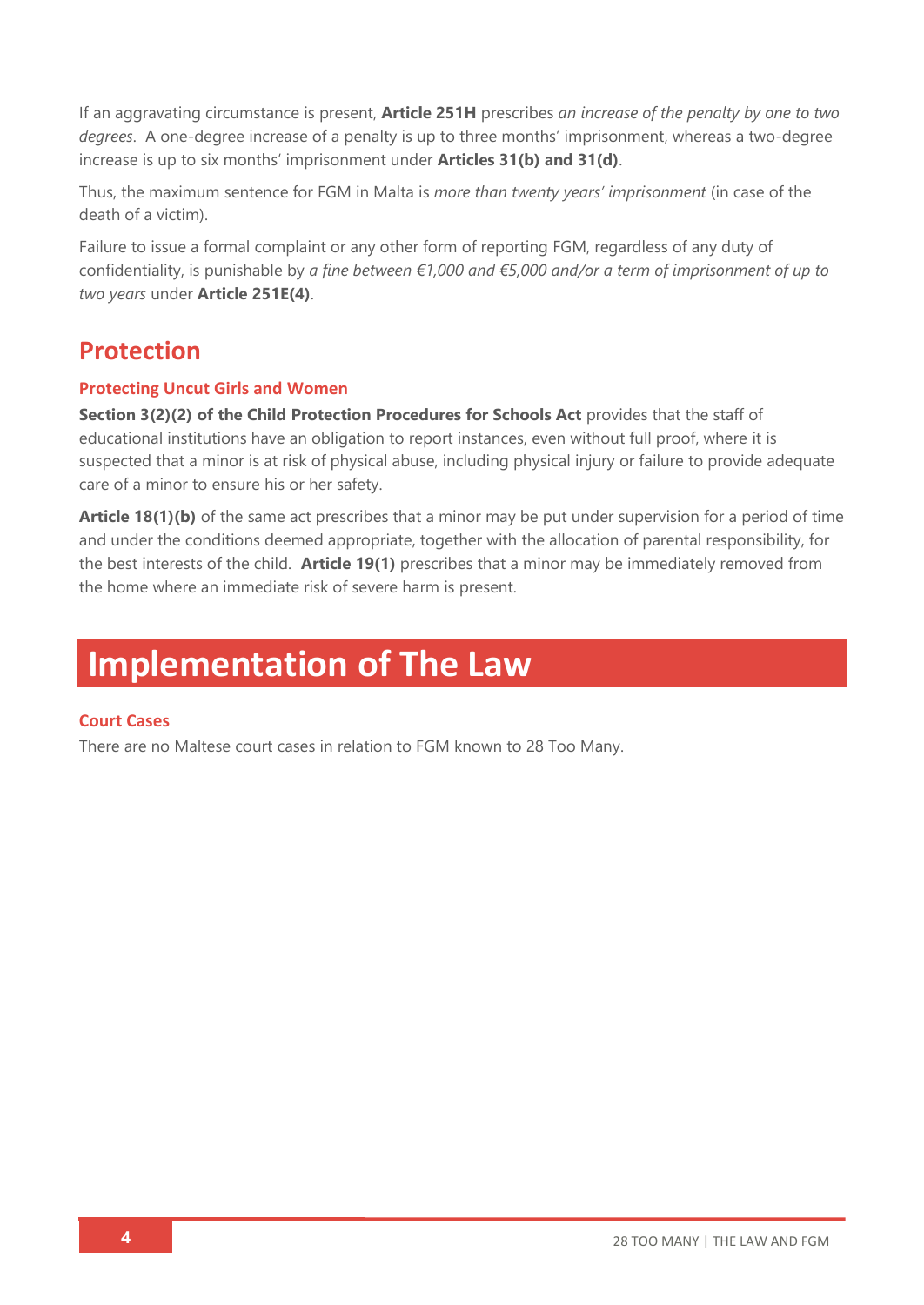If an aggravating circumstance is present, **Article 251H** prescribes *an increase of the penalty by one to two degrees*. A one-degree increase of a penalty is up to three months' imprisonment, whereas a two-degree increase is up to six months' imprisonment under **Articles 31(b) and 31(d)**.

Thus, the maximum sentence for FGM in Malta is *more than twenty years' imprisonment* (in case of the death of a victim).

Failure to issue a formal complaint or any other form of reporting FGM, regardless of any duty of confidentiality, is punishable by *a fine between €1,000 and €5,000 and/or a term of imprisonment of up to two years* under **Article 251E(4)**.

## Protection

### Protecting Uncut Girls and Women

**Section 3(2)(2) of the Child Protection Procedures for Schools Act** provides that the staff of educational institutions have an obligation to report instances, even without full proof, where it is suspected that a minor is at risk of physical abuse, including physical injury or failure to provide adequate care of a minor to ensure his or her safety.

**Article 18(1)(b)** of the same act prescribes that a minor may be put under supervision for a period of time and under the conditions deemed appropriate, together with the allocation of parental responsibility, for the best interests of the child. **Article 19(1)** prescribes that a minor may be immediately removed from the home where an immediate risk of severe harm is present.

# Implementation of The Law

### Court Cases

There are no Maltese court cases in relation to FGM known to 28 Too Many.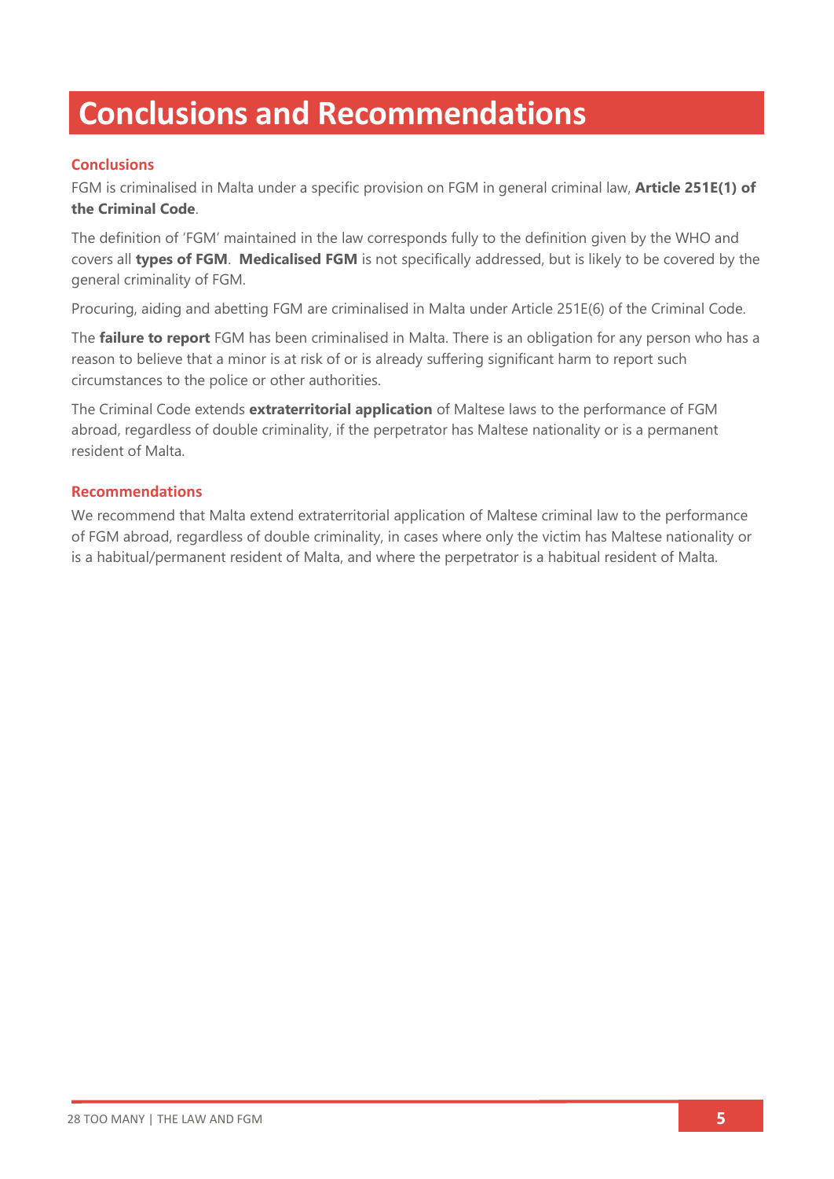# Conclusions and Recommendations

## Conclusions

FGM is criminalised in Malta under a specific provision on FGM in general criminal law, **Article 251E(1) of the Criminal Code**.

The definition of 'FGM' maintained in the law corresponds fully to the definition given by the WHO and covers all **types of FGM**. **Medicalised FGM** is not specifically addressed, but is likely to be covered by the general criminality of FGM.

Procuring, aiding and abetting FGM are criminalised in Malta under Article 251E(6) of the Criminal Code.

The **failure to report** FGM has been criminalised in Malta. There is an obligation for any person who has a reason to believe that a minor is at risk of or is already suffering significant harm to report such circumstances to the police or other authorities.

The Criminal Code extends **extraterritorial application** of Maltese laws to the performance of FGM abroad, regardless of double criminality, if the perpetrator has Maltese nationality or is a permanent resident of Malta.

## Recommendations

We recommend that Malta extend extraterritorial application of Maltese criminal law to the performance of FGM abroad, regardless of double criminality, in cases where only the victim has Maltese nationality or is a habitual/permanent resident of Malta, and where the perpetrator is a habitual resident of Malta.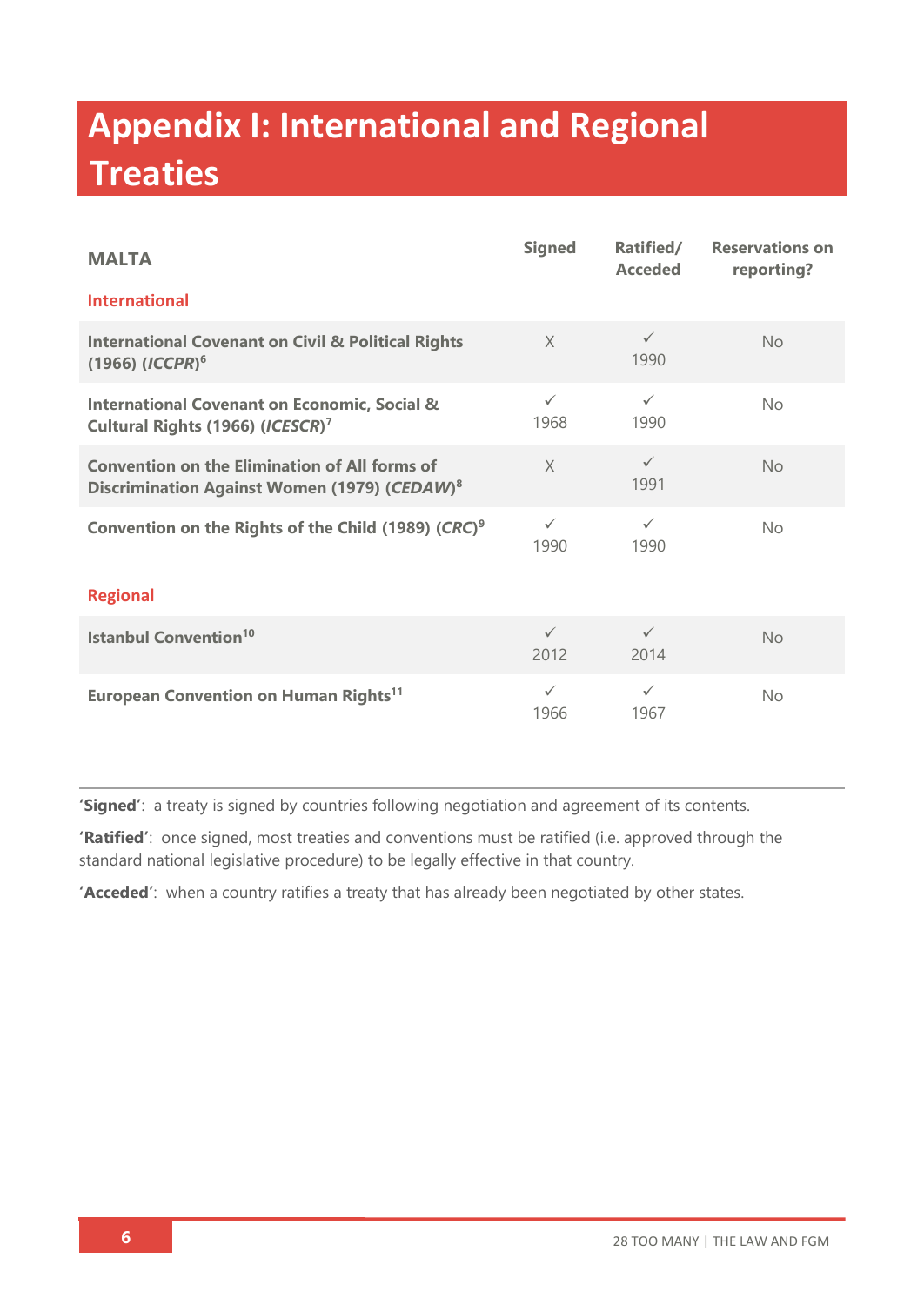# Appendix I: International and Regional Treaties

| MALTA | Signed | Ratified/ Acceded | Reservations on reporting? |
|---|---|---|---|
| **International** | | | |
| **International Covenant on Civil & Political Rights (1966) (*ICCPR*)**[6] | X | ✓ 1990 | No |
| **International Covenant on Economic, Social & Cultural Rights (1966) (*ICESCR*)**[7] | ✓ 1968 | ✓ 1990 | No |
| **Convention on the Elimination of All forms of Discrimination Against Women (1979) (*CEDAW*)**[8] | X | ✓ 1991 | No |
| **Convention on the Rights of the Child (1989) (*CRC*)**[9] | ✓ 1990 | ✓ 1990 | No |
| **Regional** | | | |
| **Istanbul Convention**[10] | ✓ 2012 | ✓ 2014 | No |
| **European Convention on Human Rights**[11] | ✓ 1966 | ✓ 1967 | No |

**'Signed'**: a treaty is signed by countries following negotiation and agreement of its contents.

**'Ratified'**: once signed, most treaties and conventions must be ratified (i.e. approved through the standard national legislative procedure) to be legally effective in that country.

**'Acceded'**: when a country ratifies a treaty that has already been negotiated by other states.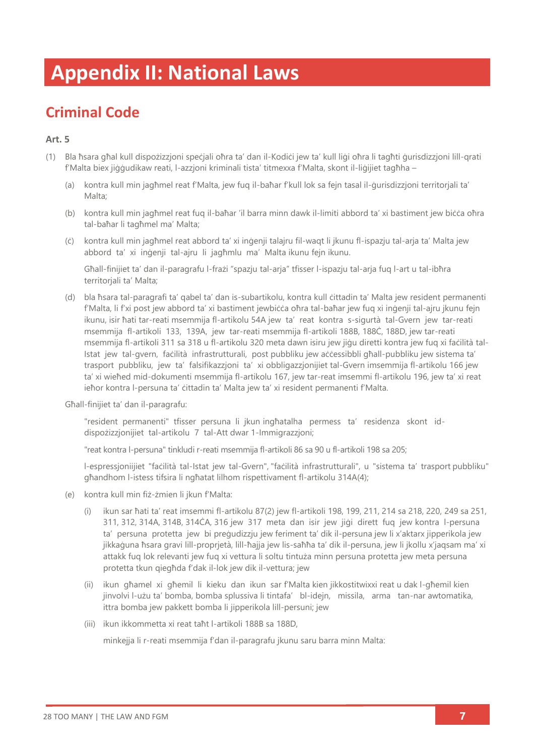# Appendix II: National Laws

## Criminal Code

### Art. 5

(1) Bla ħsara għal kull dispożizzjoni speċjali oħra ta' dan il-Kodiċi jew ta' kull liġi oħra li tagħti ġurisdizzjoni lill-qrati f'Malta biex jiġġudikaw reati, l-azzjoni kriminali tista' titmexxa f'Malta, skont il-liġijiet tagħha –

(a) kontra kull min jagħmel reat f'Malta, jew fuq il-baħar f'kull lok sa fejn tasal il-ġurisdizzjoni territorjali ta' Malta;

(b) kontra kull min jagħmel reat fuq il-baħar 'il barra minn dawk il-limiti abbord ta' xi bastiment jew biċċa oħra tal-baħar li tagħmel ma' Malta;

(ċ) kontra kull min jagħmel reat abbord ta' xi inġenji talajru fil-waqt li jkunu fl-ispazju tal-arja ta' Malta jew abbord ta' xi inġenji tal-ajru li jagħmlu ma' Malta ikunu fejn ikunu.

Għall-finijiet ta' dan il-paragrafu l-frażi "spazju tal-arja" tfisser l-ispazju tal-arja fuq l-art u tal-ibħra territorjali ta' Malta;

(d) bla ħsara tal-paragrafi ta' qabel ta' dan is-subartikolu, kontra kull ċittadin ta' Malta jew resident permanenti f'Malta, li f'xi post jew abbord ta' xi bastiment jewbiċċa oħra tal-baħar jew fuq xi inġenji tal-ajru jkunu fejn ikunu, isir ħati tar-reati msemmija fl-artikolu 54A jew ta' reat kontra s-sigurtà tal-Gvern jew tar-reati msemmija fl-artikoli 133, 139A, jew tar-reati msemmija fl-artikoli 188B, 188Ċ, 188D, jew tar-reati msemmija fl-artikoli 311 sa 318 u fl-artikolu 320 meta dawn isiru jew jiġu diretti kontra jew fuq xi faċilità tal-Istat jew tal-gvern, faċilità infrastrutturali, post pubbliku jew aċċessibbli għall-pubbliku jew sistema ta' trasport pubbliku, jew ta' falsifikazzjoni ta' xi obbligazzjonijiet tal-Gvern imsemmija fl-artikolu 166 jew ta' xi wieħed mid-dokumenti msemmija fl-artikolu 167, jew tar-reat imsemmi fl-artikolu 196, jew ta' xi reat ieħor kontra l-persuna ta' ċittadin ta' Malta jew ta' xi resident permanenti f'Malta.

Għall-finijiet ta' dan il-paragrafu:

"resident permanenti" tfisser persuna li jkun ingħatalha permess ta' residenza skont id-dispożizzjonijiet tal-artikolu 7 tal-Att dwar l-Immigrazzjoni;

"reat kontra l-persuna" tinkludi r-reati msemmija fl-artikoli 86 sa 90 u fl-artikoli 198 sa 205;

l-espressjoniijiet "faċilità tal-Istat jew tal-Gvern", "faċilità infrastrutturali", u "sistema ta' trasport pubbliku" għandhom l-istess tifsira li ngħatat lilhom rispettivament fl-artikolu 314A(4);

(e) kontra kull min fiż-żmien li jkun f'Malta:

(i) ikun sar ħati ta' reat imsemmi fl-artikolu 87(2) jew fl-artikoli 198, 199, 211, 214 sa 218, 220, 249 sa 251, 311, 312, 314A, 314B, 314ĊA, 316 jew 317 meta dan isir jew jiġi dirett fuq jew kontra l-persuna ta' persuna protetta jew bi preġudizzju jew feriment ta' dik il-persuna jew li x'aktarx jipperikola jew jikkaġuna ħsara gravi lill-proprjetà, lill-ħajja jew lis-saħħa ta' dik il-persuna, jew li jkollu x'jaqsam ma' xi attakk fuq lok relevanti jew fuq xi vettura li soltu tintuża minn persuna protetta jew meta persuna protetta tkun qiegħda f'dak il-lok jew dik il-vettura; jew

(ii) ikun għamel xi għemil li kieku dan ikun sar f'Malta kien jikkostitwixxi reat u dak l-għemil kien jinvolvi l-użu ta' bomba, bomba splussiva li tintafa' bl-idejn, missila, arma tan-nar awtomatika, ittra bomba jew pakkett bomba li jipperikola lill-persuni; jew

(iii) ikun ikkommetta xi reat taħt l-artikoli 188B sa 188D,

minkejja li r-reati msemmija f'dan il-paragrafu jkunu saru barra minn Malta: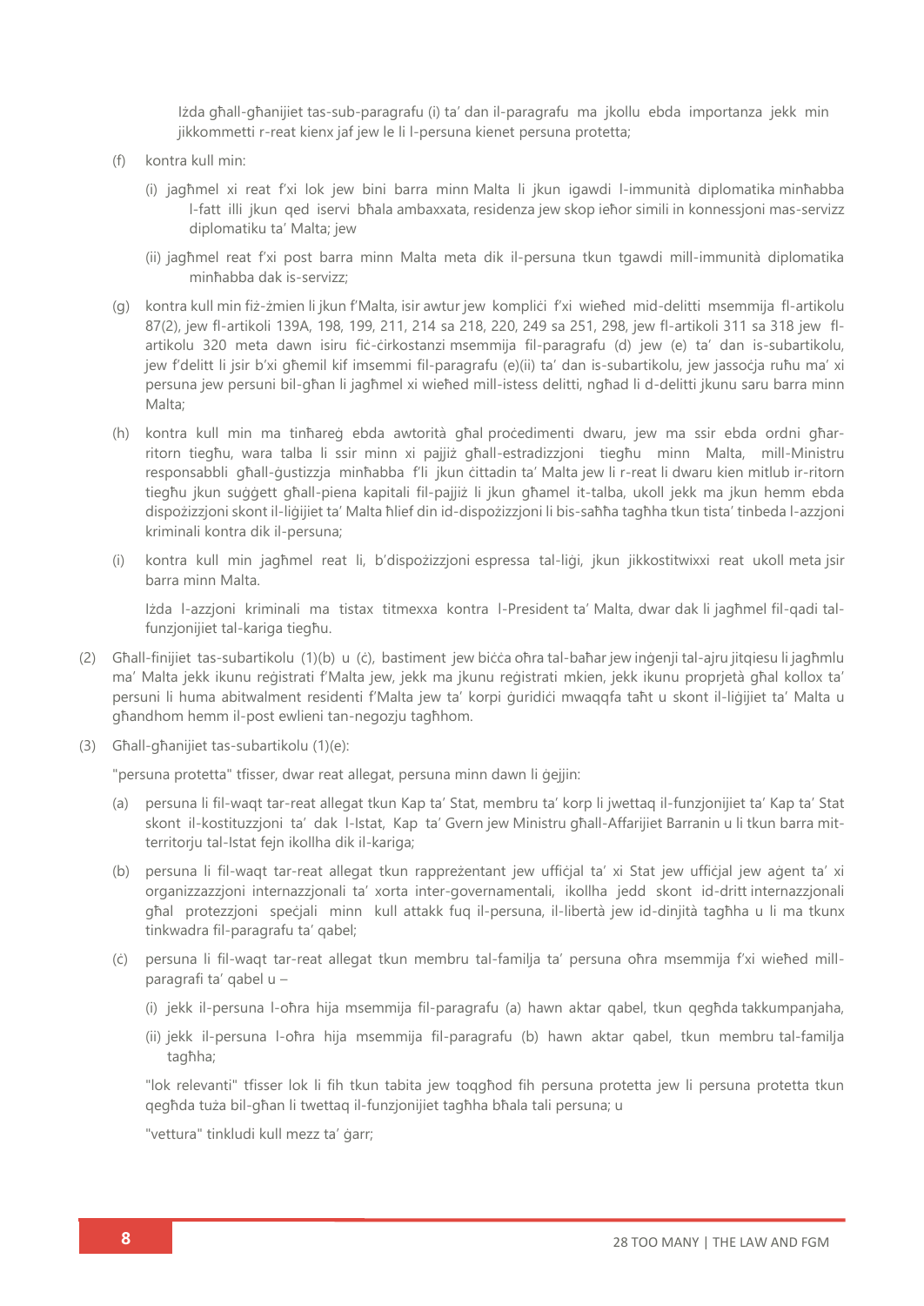Iżda għall-għanijiet tas-sub-paragrafu (i) ta' dan il-paragrafu ma jkollu ebda importanza jekk min jikkommetti r-reat kienx jaf jew le li l-persuna kienet persuna protetta;

(f) kontra kull min:

(i) jagħmel xi reat f'xi lok jew bini barra minn Malta li jkun igawdi l-immunità diplomatika minħabba l-fatt illi jkun qed iservi bħala ambaxxata, residenza jew skop ieħor simili in konnessjoni mas-servizz diplomatiku ta' Malta; jew

(ii) jagħmel reat f'xi post barra minn Malta meta dik il-persuna tkun tgawdi mill-immunità diplomatika minħabba dak is-servizz;

(g) kontra kull min fiż-żmien li jkun f'Malta, isir awtur jew kompliċi f'xi wieħed mid-delitti msemmija fl-artikolu 87(2), jew fl-artikoli 139A, 198, 199, 211, 214 sa 218, 220, 249 sa 251, 298, jew fl-artikoli 311 sa 318 jew fl-artikolu 320 meta dawn isiru fiċ-ċirkostanzi msemmija fil-paragrafu (d) jew (e) ta' dan is-subartikolu, jew f'delitt li jsir b'xi għemil kif imsemmi fil-paragrafu (e)(ii) ta' dan is-subartikolu, jew jassoċja ruħu ma' xi persuna jew persuni bil-għan li jagħmel xi wieħed mill-istess delitti, ngħad li d-delitti jkunu saru barra minn Malta;

(h) kontra kull min ma tinħareġ ebda awtorità għal proċedimenti dwaru, jew ma ssir ebda ordni għar-ritorn tiegħu, wara talba li ssir minn xi pajjiż għall-estradizzjoni tiegħu minn Malta, mill-Ministru responsabbli għall-ġustizzja minħabba f'li jkun ċittadin ta' Malta jew li r-reat li dwaru kien mitlub ir-ritorn tiegħu jkun suġġett għall-piena kapitali fil-pajjiż li jkun għamel it-talba, ukoll jekk ma jkun hemm ebda dispożizzjoni skont il-liġijiet ta' Malta ħlief din id-dispożizzjoni li bis-saħħa tagħha tkun tista' tinbeda l-azzjoni kriminali kontra dik il-persuna;

(i) kontra kull min jagħmel reat li, b'dispożizzjoni espressa tal-liġi, jkun jikkostitwixxi reat ukoll meta jsir barra minn Malta.

Iżda l-azzjoni kriminali ma tistax titmexxa kontra l-President ta' Malta, dwar dak li jagħmel fil-qadi tal-funzjonijiet tal-kariga tiegħu.

(2) Għall-finijiet tas-subartikolu (1)(b) u (ċ), bastiment jew biċċa oħra tal-baħar jew inġenji tal-ajru jitqiesu li jagħmlu ma' Malta jekk ikunu reġistrati f'Malta jew, jekk ma jkunu reġistrati mkien, jekk ikunu proprjetà għal kollox ta' persuni li huma abitwalment residenti f'Malta jew ta' korpi ġuridiċi mwaqqfa taħt u skont il-liġijiet ta' Malta u għandhom hemm il-post ewlieni tan-negozju tagħhom.

(3) Għall-għanijiet tas-subartikolu (1)(e):

"persuna protetta" tfisser, dwar reat allegat, persuna minn dawn li ġejjin:

(a) persuna li fil-waqt tar-reat allegat tkun Kap ta' Stat, membru ta' korp li jwettaq il-funzjonijiet ta' Kap ta' Stat skont il-kostituzzjoni ta' dak l-Istat, Kap ta' Gvern jew Ministru għall-Affarijiet Barranin u li tkun barra mit-territorju tal-Istat fejn ikollha dik il-kariga;

(b) persuna li fil-waqt tar-reat allegat tkun rappreżentant jew uffiċjal ta' xi Stat jew uffiċjal jew aġent ta' xi organizzazzjoni internazzjonali ta' xorta inter-governamentali, ikollha jedd skont id-dritt internazzjonali għal protezzjoni speċjali minn kull attakk fuq il-persuna, il-libertà jew id-dinjità tagħha u li ma tkunx tinkwadra fil-paragrafu ta' qabel;

(ċ) persuna li fil-waqt tar-reat allegat tkun membru tal-familja ta' persuna oħra msemmija f'xi wieħed mill-paragrafi ta' qabel u –

(i) jekk il-persuna l-oħra hija msemmija fil-paragrafu (a) hawn aktar qabel, tkun qegħda takkumpanjaha,

(ii) jekk il-persuna l-oħra hija msemmija fil-paragrafu (b) hawn aktar qabel, tkun membru tal-familja tagħha;

"lok relevanti" tfisser lok li fih tkun tabita jew toqgħod fih persuna protetta jew li persuna protetta tkun qegħda tuża bil-għan li twettaq il-funzjonijiet tagħha bħala tali persuna; u

"vettura" tinkludi kull mezz ta' ġarr;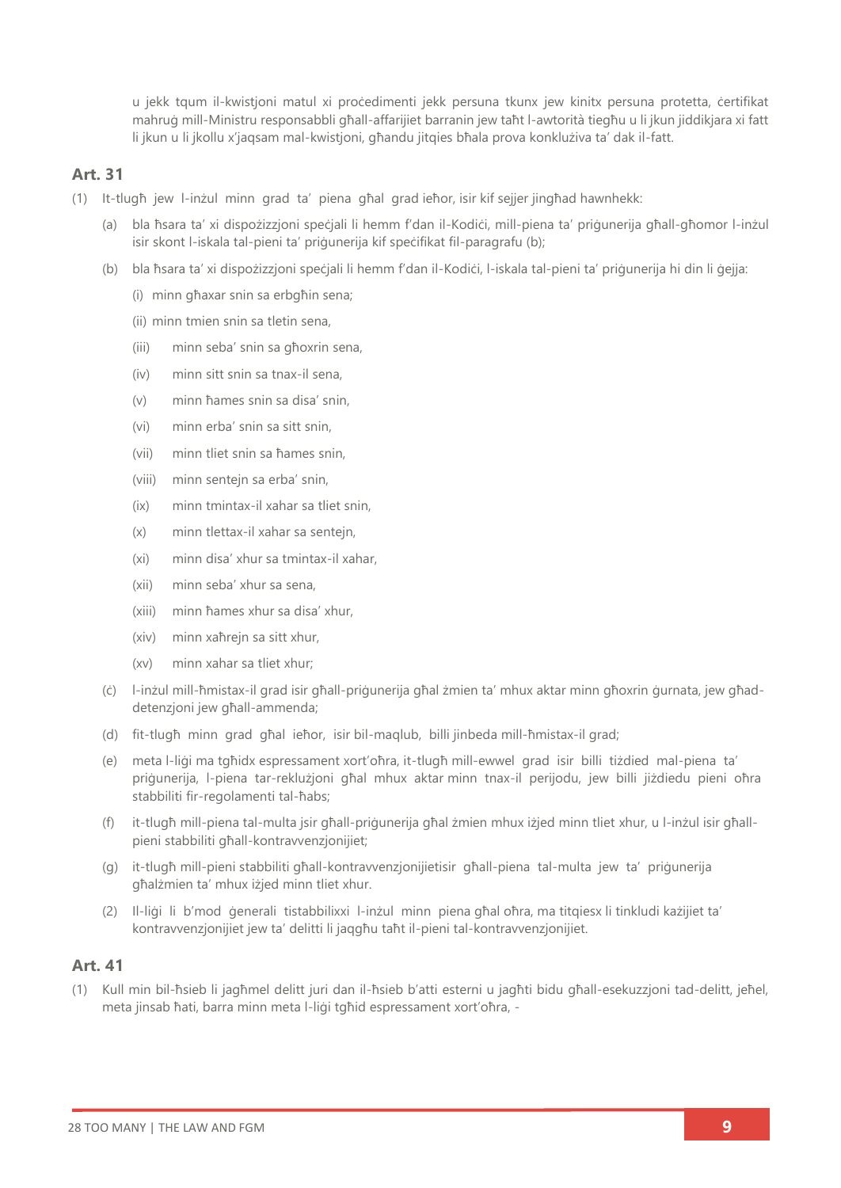u jekk tqum il-kwistjoni matul xi proċedimenti jekk persuna tkunx jew kinitx persuna protetta, ċertifikat mahruġ mill-Ministru responsabbli għall-affarijiet barranin jew taħt l-awtorità tiegħu u li jkun jiddikjara xi fatt li jkun u li jkollu x'jaqsam mal-kwistjoni, għandu jitqies bħala prova konklużiva ta' dak il-fatt.

## Art. 31

(1) It-tlugħ jew l-inżul minn grad ta' piena għal grad ieħor, isir kif sejjer jingħad hawnhekk:

(a) bla ħsara ta' xi dispożizzjoni speċjali li hemm f'dan il-Kodiċi, mill-piena ta' priġunerija għall-għomor l-inżul isir skont l-iskala tal-pieni ta' priġunerija kif speċifikat fil-paragrafu (b);

(b) bla ħsara ta' xi dispożizzjoni speċjali li hemm f'dan il-Kodiċi, l-iskala tal-pieni ta' priġunerija hi din li ġejja:

(i) minn għaxar snin sa erbgħin sena;

(ii) minn tmien snin sa tletin sena,

(iii) minn seba' snin sa għoxrin sena,

(iv) minn sitt snin sa tnax-il sena,

(v) minn ħames snin sa disa' snin,

(vi) minn erba' snin sa sitt snin,

(vii) minn tliet snin sa ħames snin,

(viii) minn sentejn sa erba' snin,

(ix) minn tmintax-il xahar sa tliet snin,

(x) minn tlettax-il xahar sa sentejn,

(xi) minn disa' xhur sa tmintax-il xahar,

(xii) minn seba' xhur sa sena,

(xiii) minn ħames xhur sa disa' xhur,

(xiv) minn xaħrejn sa sitt xhur,

(xv) minn xahar sa tliet xhur;

(ċ) l-inżul mill-ħmistax-il grad isir għall-priġunerija għal żmien ta' mhux aktar minn għoxrin ġurnata, jew għad-detenzjoni jew għall-ammenda;

(d) fit-tlugħ minn grad għal ieħor, isir bil-maqlub, billi jinbeda mill-ħmistax-il grad;

(e) meta l-liġi ma tgħidx espressament xort'oħra, it-tlugħ mill-ewwel grad isir billi tiżdied mal-piena ta' priġunerija, l-piena tar-reklużjoni għal mhux aktar minn tnax-il perijodu, jew billi jiżdiedu pieni oħra stabbiliti fir-regolamenti tal-ħabs;

(f) it-tlugħ mill-piena tal-multa jsir għall-priġunerija għal żmien mhux iżjed minn tliet xhur, u l-inżul isir għall-pieni stabbiliti għall-kontravvenzjonijiet;

(g) it-tlugħ mill-pieni stabbiliti għall-kontravvenzjonijietisir għall-piena tal-multa jew ta' priġunerija għalżmien ta' mhux iżjed minn tliet xhur.

(2) Il-liġi li b'mod ġenerali tistabbilixxi l-inżul minn piena għal oħra, ma titqiesx li tinkludi każijiet ta' kontravvenzjonijiet jew ta' delitti li jaqgħu taħt il-pieni tal-kontravvenzjonijiet.

## Art. 41

(1) Kull min bil-ħsieb li jagħmel delitt juri dan il-ħsieb b'atti esterni u jagħti bidu għall-esekuzzjoni tad-delitt, jeħel, meta jinsab ħati, barra minn meta l-liġi tgħid espressament xort'oħra, -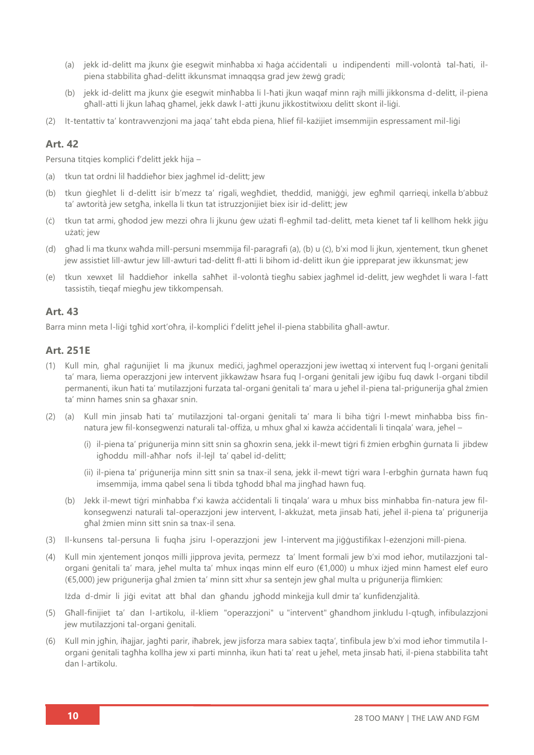(a) jekk id-delitt ma jkunx ġie esegwit minħabba xi ħaġa aċċidentali u indipendenti mill-volontà tal-ħati, il-piena stabbilita għad-delitt ikkunsmat imnaqqsa grad jew żewġ gradi;

(b) jekk id-delitt ma jkunx ġie esegwit minħabba li l-ħati jkun waqaf minn rajh milli jikkonsma d-delitt, il-piena għall-atti li jkun laħaq għamel, jekk dawk l-atti jkunu jikkostitwixxu delitt skont il-liġi.

(2) It-tentattiv ta' kontravvenzjoni ma jaqa' taħt ebda piena, ħlief fil-każijiet imsemmijin espressament mil-liġi

## Art. 42

Persuna titqies kompliċi f'delitt jekk hija –

(a) tkun tat ordni lil ħaddieħor biex jagħmel id-delitt; jew

(b) tkun ġiegħlet li d-delitt isir b'mezz ta' rigali, wegħdiet, theddid, maniġġi, jew egħmil qarrieqi, inkella b'abbuż ta' awtorità jew setgħa, inkella li tkun tat istruzzjonijiet biex isir id-delitt; jew

(ċ) tkun tat armi, għodod jew mezzi oħra li jkunu ġew użati fl-egħmil tad-delitt, meta kienet taf li kellhom hekk jiġu użati; jew

(d) għad li ma tkunx waħda mill-persuni msemmija fil-paragrafi (a), (b) u (ċ), b'xi mod li jkun, xjentement, tkun għenet jew assistiet lill-awtur jew lill-awturi tad-delitt fl-atti li bihom id-delitt ikun ġie ippreparat jew ikkunsmat; jew

(e) tkun xewxet lil ħaddieħor inkella saħħet il-volontà tiegħu sabiex jagħmel id-delitt, jew wegħdet li wara l-fatt tassistih, tieqaf miegħu jew tikkompensah.

## Art. 43

Barra minn meta l-liġi tgħid xort'oħra, il-kompliċi f'delitt jeħel il-piena stabbilita għall-awtur.

## Art. 251E

(1) Kull min, għal raġunijiet li ma jkunux mediċi, jagħmel operazzjoni jew iwettaq xi intervent fuq l-organi ġenitali ta' mara, liema operazzjoni jew intervent jikkawżaw ħsara fuq l-organi ġenitali jew iġibu fuq dawk l-organi tibdil permanenti, ikun ħati ta' mutilazzjoni furzata tal-organi ġenitali ta' mara u jeħel il-piena tal-priġunerija għal żmien ta' minn ħames snin sa għaxar snin.

(2) (a) Kull min jinsab ħati ta' mutilazzjoni tal-organi ġenitali ta' mara li biha tiġri l-mewt minħabba biss fin-natura jew fil-konsegwenzi naturali tal-offiża, u mhux għal xi kawża aċċidentali li tinqala' wara, jeħel –

(i) il-piena ta' priġunerija minn sitt snin sa għoxrin sena, jekk il-mewt tiġri fi żmien erbgħin ġurnata li jibdew igħoddu mill-aħħar nofs il-lejl ta' qabel id-delitt;

(ii) il-piena ta' priġunerija minn sitt snin sa tnax-il sena, jekk il-mewt tiġri wara l-erbgħin ġurnata hawn fuq imsemmija, imma qabel sena li tibda tgħodd bħal ma jingħad hawn fuq.

(b) Jekk il-mewt tiġri minħabba f'xi kawża aċċidentali li tinqala' wara u mhux biss minħabba fin-natura jew fil-konsegwenzi naturali tal-operazzjoni jew intervent, l-akkużat, meta jinsab ħati, jeħel il-piena ta' priġunerija għal żmien minn sitt snin sa tnax-il sena.

(3) Il-kunsens tal-persuna li fuqha jsiru l-operazzjoni jew l-intervent ma jiġġustifikax l-eżenzjoni mill-piena.

(4) Kull min xjentement jonqos milli jipprova jevita, permezz ta' lment formali jew b'xi mod ieħor, mutilazzjoni tal-organi ġenitali ta' mara, jeħel multa ta' mhux inqas minn elf euro (€1,000) u mhux iżjed minn ħamest elef euro (€5,000) jew priġunerija għal żmien ta' minn sitt xhur sa sentejn jew għal multa u priġunerija flimkien:

Iżda d-dmir li jiġi evitat att bħal dan għandu jgħodd minkejja kull dmir ta' kunfidenzjalità.

(5) Għall-finijiet ta' dan l-artikolu, il-kliem "operazzjoni" u "intervent" għandhom jinkludu l-qtugħ, infibulazzjoni jew mutilazzjoni tal-organi ġenitali.

(6) Kull min jgħin, iħajjar, jagħti parir, iħabrek, jew jisforza mara sabiex taqta', tinfibula jew b'xi mod ieħor timmutila l-organi ġenitali tagħha kollha jew xi parti minnha, ikun ħati ta' reat u jeħel, meta jinsab ħati, il-piena stabbilita taħt dan l-artikolu.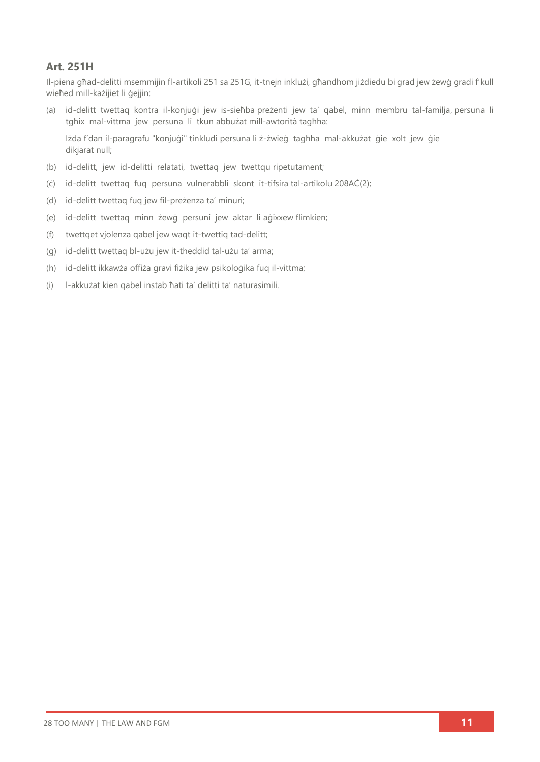### Art. 251H

Il-piena għad-delitti msemmijin fl-artikoli 251 sa 251G, it-tnejn inklużi, għandhom jiżdiedu bi grad jew żewġ gradi f'kull wieħed mill-każijiet li ġejjin:

(a) id-delitt twettaq kontra il-konjuġi jew is-sieħba preżenti jew ta' qabel, minn membru tal-familja, persuna li tgħix mal-vittma jew persuna li tkun abbużat mill-awtorità tagħha:

Iżda f'dan il-paragrafu "konjuġi" tinkludi persuna li ż-żwieġ tagħha mal-akkużat ġie xolt jew ġie dikjarat null;

(b) id-delitt, jew id-delitti relatati, twettaq jew twettqu ripetutament;

(ċ) id-delitt twettaq fuq persuna vulnerabbli skont it-tifsira tal-artikolu 208AĊ(2);

(d) id-delitt twettaq fuq jew fil-preżenza ta' minuri;

(e) id-delitt twettaq minn żewġ persuni jew aktar li aġixxew flimkien;

(f) twettqet vjolenza qabel jew waqt it-twettiq tad-delitt;

(g) id-delitt twettaq bl-użu jew it-theddid tal-użu ta' arma;

(h) id-delitt ikkawża offiża gravi fiżika jew psikoloġika fuq il-vittma;

(i) l-akkużat kien qabel instab ħati ta' delitti ta' naturasimili.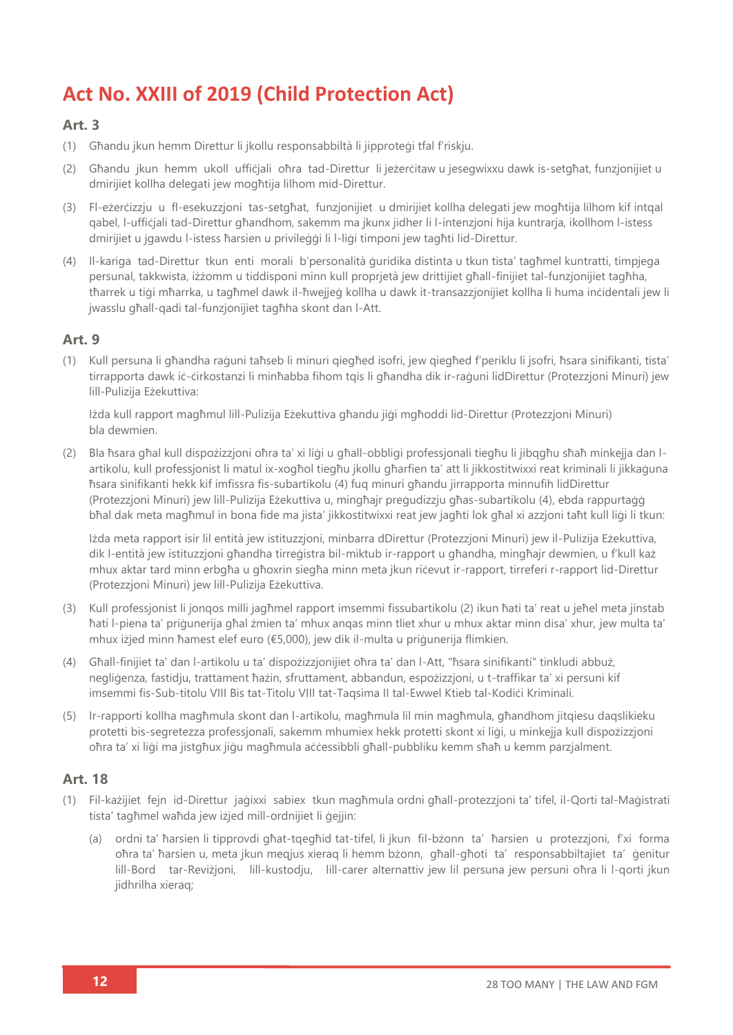# Act No. XXIII of 2019 (Child Protection Act)

## Art. 3

(1) Għandu jkun hemm Direttur li jkollu responsabbiltà li jipproteġi tfal f'riskju.

(2) Għandu jkun hemm ukoll uffiċjali oħra tad-Direttur li jeżerċitaw u jesegwixxu dawk is-setgħat, funzjonijiet u dmirijiet kollha delegati jew mogħtija lilhom mid-Direttur.

(3) Fl-eżerċizzju u fl-esekuzzjoni tas-setgħat, funzjonijiet u dmirijiet kollha delegati jew mogħtija lilhom kif intqal qabel, l-uffiċjali tad-Direttur għandhom, sakemm ma jkunx jidher li l-intenzjoni hija kuntrarja, ikollhom l-istess dmirijiet u jgawdu l-istess ħarsien u privileġġi li l-liġi timponi jew tagħti lid-Direttur.

(4) Il-kariga tad-Direttur tkun enti morali b'personalità ġuridika distinta u tkun tista' tagħmel kuntratti, timpjega persunal, takkwista, iżżomm u tiddisponi minn kull proprjetà jew drittijiet għall-finijiet tal-funzjonijiet tagħha, tħarrek u tiġi mħarrka, u tagħmel dawk il-ħwejjeġ kollha u dawk it-transazzjonijiet kollha li huma inċidentali jew li jwasslu għall-qadi tal-funzjonijiet tagħha skont dan l-Att.

## Art. 9

(1) Kull persuna li għandha raġuni taħseb li minuri qiegħed isofri, jew qiegħed f'periklu li jsofri, ħsara sinifikanti, tista' tirrapporta dawk iċ-ċirkostanzi li minħabba fihom tqis li għandha dik ir-raġuni lidDirettur (Protezzjoni Minuri) jew lill-Pulizija Eżekuttiva:

Iżda kull rapport magħmul lill-Pulizija Eżekuttiva għandu jiġi mgħoddi lid-Direttur (Protezzjoni Minuri) bla dewmien.

(2) Bla ħsara għal kull dispożizzjoni oħra ta' xi liġi u għall-obbligi professjonali tiegħu li jibqgħu sħaħ minkejja dan l-artikolu, kull professjonist li matul ix-xogħol tiegħu jkollu għarfien ta' att li jikkostitwixxi reat kriminali li jikkaġuna ħsara sinifikanti hekk kif imfissra fis-subartikolu (4) fuq minuri għandu jirrapporta minnufih lidDirettur (Protezzjoni Minuri) jew lill-Pulizija Eżekuttiva u, mingħajr preġudizzju għas-subartikolu (4), ebda rappurtaġġ bħal dak meta magħmul in bona fide ma jista' jikkostitwixxi reat jew jagħti lok għal xi azzjoni taħt kull liġi li tkun:

Iżda meta rapport isir lil entità jew istituzzjoni, minbarra dDirettur (Protezzjoni Minuri) jew il-Pulizija Eżekuttiva, dik l-entità jew istituzzjoni għandha tirreġistra bil-miktub ir-rapport u għandha, mingħajr dewmien, u f'kull każ mhux aktar tard minn erbgħa u għoxrin siegħa minn meta jkun riċevut ir-rapport, tirreferi r-rapport lid-Direttur (Protezzjoni Minuri) jew lill-Pulizija Eżekuttiva.

(3) Kull professjonist li jonqos milli jagħmel rapport imsemmi fissubartikolu (2) ikun ħati ta' reat u jeħel meta jinstab ħati l-piena ta' priġunerija għal żmien ta' mhux anqas minn tliet xhur u mhux aktar minn disa' xhur, jew multa ta' mhux iżjed minn ħamest elef euro (€5,000), jew dik il-multa u priġunerija flimkien.

(4) Għall-finijiet ta' dan l-artikolu u ta' dispożizzjonijiet oħra ta' dan l-Att, "ħsara sinifikanti" tinkludi abbuż, negliġenza, fastidju, trattament ħażin, sfruttament, abbandun, espożizzjoni, u t-traffikar ta' xi persuni kif imsemmi fis-Sub-titolu VIII Bis tat-Titolu VIII tat-Taqsima II tal-Ewwel Ktieb tal-Kodiċi Kriminali.

(5) Ir-rapporti kollha magħmula skont dan l-artikolu, magħmula lil min magħmula, għandhom jitqiesu daqslikieku protetti bis-segretezza professjonali, sakemm mhumiex hekk protetti skont xi liġi, u minkejja kull dispożizzjoni oħra ta' xi liġi ma jistgħux jiġu magħmula aċċessibbli għall-pubbliku kemm sħaħ u kemm parzjalment.

## Art. 18

(1) Fil-każijiet fejn id-Direttur jaġixxi sabiex tkun magħmula ordni għall-protezzjoni ta' tifel, il-Qorti tal-Maġistrati tista' tagħmel waħda jew iżjed mill-ordnijiet li ġejjin:

(a) ordni ta' ħarsien li tipprovdi għat-tqegħid tat-tifel, li jkun fil-bżonn ta' ħarsien u protezzjoni, f'xi forma oħra ta' ħarsien u, meta jkun meqjus xieraq li hemm bżonn, għall-għoti ta' responsabbiltajiet ta' ġenitur lill-Bord tar-Reviżjoni, lill-kustodju, lill-carer alternattiv jew lil persuna jew persuni oħra li l-qorti jkun jidhrilha xieraq;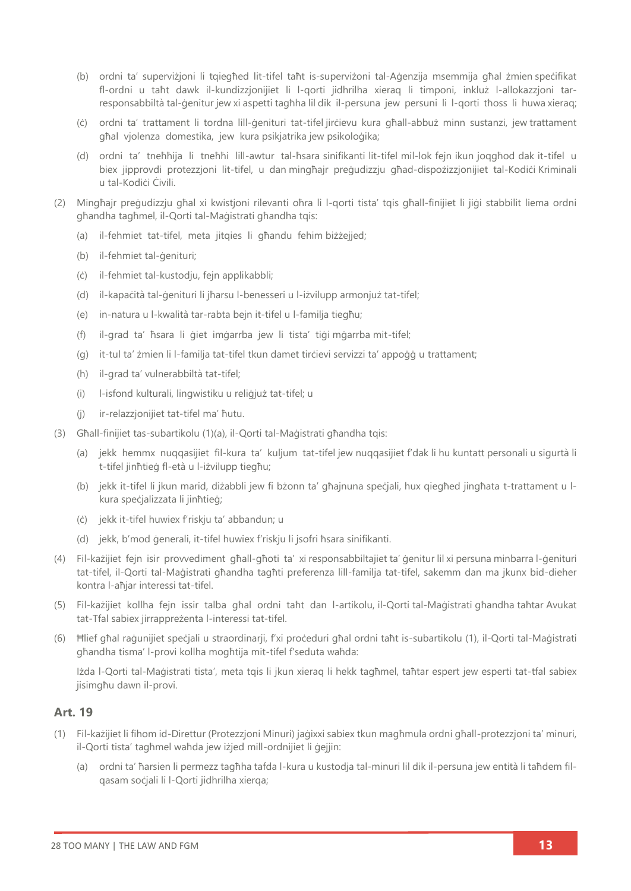(b) ordni ta' superviżjoni li tqiegħed lit-tifel taħt is-superviżoni tal-Aġenzija msemmija għal żmien speċifikat fl-ordni u taħt dawk il-kundizzjonijiet li l-qorti jidhrilha xieraq li timponi, inkluż l-allokazzjoni tar-responsabbiltà tal-ġenitur jew xi aspetti tagħha lil dik il-persuna jew persuni li l-qorti tħoss li huwa xieraq;

(ċ) ordni ta' trattament li tordna lill-ġenituri tat-tifel jirċievu kura għall-abbuż minn sustanzi, jew trattament għal vjolenza domestika, jew kura psikjatrika jew psikoloġika;

(d) ordni ta' tneħħija li tneħħi lill-awtur tal-ħsara sinifikanti lit-tifel mil-lok fejn ikun joqgħod dak it-tifel u biex jipprovdi protezzjoni lit-tifel, u dan mingħajr preġudizzju għad-dispożizzjonijiet tal-Kodiċi Kriminali u tal-Kodiċi Ċivili.

(2) Mingħajr preġudizzju għal xi kwistjoni rilevanti oħra li l-qorti tista' tqis għall-finijiet li jiġi stabbilit liema ordni għandha tagħmel, il-Qorti tal-Maġistrati għandha tqis:

(a) il-fehmiet tat-tifel, meta jitqies li għandu fehim biżżejjed;

(b) il-fehmiet tal-ġenituri;

(ċ) il-fehmiet tal-kustodju, fejn applikabbli;

(d) il-kapaċità tal-ġenituri li jħarsu l-benesseri u l-iżvilupp armonjuż tat-tifel;

(e) in-natura u l-kwalità tar-rabta bejn it-tifel u l-familja tiegħu;

(f) il-grad ta' ħsara li ġiet imġarrba jew li tista' tiġi mġarrba mit-tifel;

(g) it-tul ta' żmien li l-familja tat-tifel tkun damet tirċievi servizzi ta' appoġġ u trattament;

(h) il-grad ta' vulnerabbiltà tat-tifel;

(i) l-isfond kulturali, lingwistiku u reliġjuż tat-tifel; u

(j) ir-relazzjonijiet tat-tifel ma' ħutu.

(3) Għall-finijiet tas-subartikolu (1)(a), il-Qorti tal-Maġistrati għandha tqis:

(a) jekk hemmx nuqqasijiet fil-kura ta' kuljum tat-tifel jew nuqqasijiet f'dak li hu kuntatt personali u sigurtà li t-tifel jinħtieġ fl-età u l-iżvilupp tiegħu;

(b) jekk it-tifel li jkun marid, diżabbli jew fi bżonn ta' għajnuna speċjali, hux qiegħed jingħata t-trattament u l-kura speċjalizzata li jinħtieġ;

(ċ) jekk it-tifel huwiex f'riskju ta' abbandun; u

(d) jekk, b'mod ġenerali, it-tifel huwiex f'riskju li jsofri ħsara sinifikanti.

(4) Fil-każijiet fejn isir provvediment għall-għoti ta' xi responsabbiltajiet ta' ġenitur lil xi persuna minbarra l-ġenituri tat-tifel, il-Qorti tal-Maġistrati għandha tagħti preferenza lill-familja tat-tifel, sakemm dan ma jkunx bid-dieher kontra l-aħjar interessi tat-tifel.

(5) Fil-każijiet kollha fejn issir talba għal ordni taħt dan l-artikolu, il-Qorti tal-Maġistrati għandha taħtar Avukat tat-Tfal sabiex jirrappreżenta l-interessi tat-tifel.

(6) Ħlief għal raġunijiet speċjali u straordinarji, f'xi proċeduri għal ordni taħt is-subartikolu (1), il-Qorti tal-Maġistrati għandha tisma' l-provi kollha mogħtija mit-tifel f'seduta waħda:

Iżda l-Qorti tal-Maġistrati tista', meta tqis li jkun xieraq li hekk tagħmel, taħtar espert jew esperti tat-tfal sabiex jisimgħu dawn il-provi.

## Art. 19

(1) Fil-każijiet li fihom id-Direttur (Protezzjoni Minuri) jaġixxi sabiex tkun magħmula ordni għall-protezzjoni ta' minuri, il-Qorti tista' tagħmel waħda jew iżjed mill-ordnijiet li ġejjin:

(a) ordni ta' ħarsien li permezz tagħha tafda l-kura u kustodja tal-minuri lil dik il-persuna jew entità li taħdem fil-qasam soċjali li l-Qorti jidhrilha xierqa;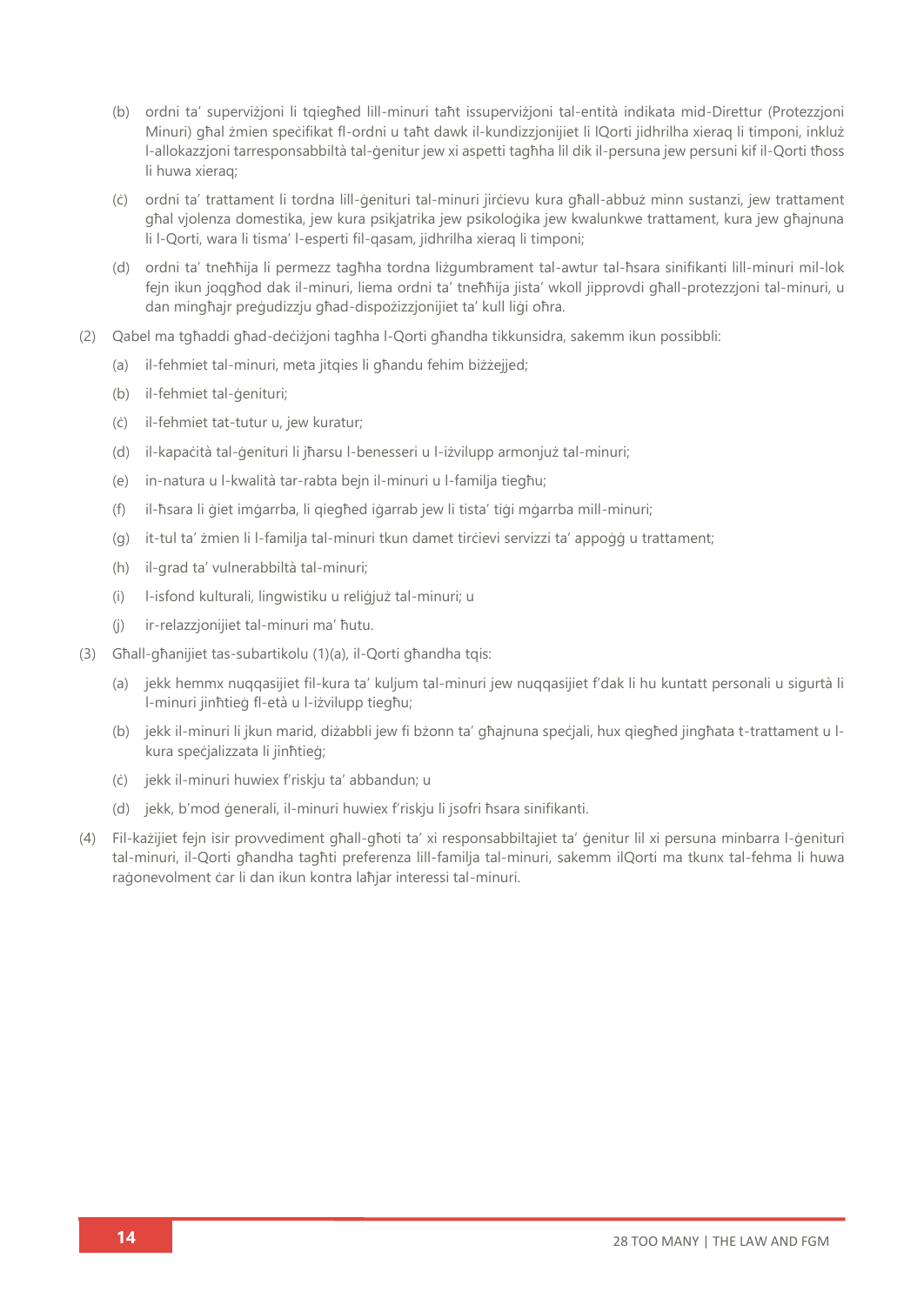(b) ordni ta' superviżjoni li tqiegħed lill-minuri taħt issuperviżjoni tal-entità indikata mid-Direttur (Protezzjoni Minuri) għal żmien speċifikat fl-ordni u taħt dawk il-kundizzjonijiet li lQorti jidhrilha xieraq li timponi, inkluż l-allokazzjoni tarresponsabbiltà tal-ġenitur jew xi aspetti tagħha lil dik il-persuna jew persuni kif il-Qorti tħoss li huwa xieraq;

(ċ) ordni ta' trattament li tordna lill-ġenituri tal-minuri jirċievu kura għall-abbuż minn sustanzi, jew trattament għal vjolenza domestika, jew kura psikjatrika jew psikoloġika jew kwalunkwe trattament, kura jew għajnuna li l-Qorti, wara li tisma' l-esperti fil-qasam, jidhrilha xieraq li timponi;

(d) ordni ta' tneħħija li permezz tagħha tordna liżgumbrament tal-awtur tal-ħsara sinifikanti lill-minuri mil-lok fejn ikun joqgħod dak il-minuri, liema ordni ta' tneħħija jista' wkoll jipprovdi għall-protezzjoni tal-minuri, u dan mingħajr preġudizzju għad-dispożizzjonijiet ta' kull liġi oħra.

(2) Qabel ma tgħaddi għad-deċiżjoni tagħha l-Qorti għandha tikkunsidra, sakemm ikun possibbli:

(a) il-fehmiet tal-minuri, meta jitqies li għandu fehim biżżejjed;

(b) il-fehmiet tal-ġenituri;

(ċ) il-fehmiet tat-tutur u, jew kuratur;

(d) il-kapaċità tal-ġenituri li jħarsu l-benesseri u l-iżvilupp armonjuż tal-minuri;

(e) in-natura u l-kwalità tar-rabta bejn il-minuri u l-familja tiegħu;

(f) il-ħsara li ġiet imġarrba, li qiegħed iġarrab jew li tista' tiġi mġarrba mill-minuri;

(g) it-tul ta' żmien li l-familja tal-minuri tkun damet tirċievi servizzi ta' appoġġ u trattament;

(h) il-grad ta' vulnerabbiltà tal-minuri;

(i) l-isfond kulturali, lingwistiku u reliġjuż tal-minuri; u

(j) ir-relazzjonijiet tal-minuri ma' ħutu.

(3) Għall-għanijiet tas-subartikolu (1)(a), il-Qorti għandha tqis:

(a) jekk hemmx nuqqasijiet fil-kura ta' kuljum tal-minuri jew nuqqasijiet f'dak li hu kuntatt personali u sigurtà li l-minuri jinħtieġ fl-età u l-iżvilupp tiegħu;

(b) jekk il-minuri li jkun marid, diżabbli jew fi bżonn ta' għajnuna speċjali, hux qiegħed jingħata t-trattament u l-kura speċjalizzata li jinħtieġ;

(ċ) jekk il-minuri huwiex f'riskju ta' abbandun; u

(d) jekk, b'mod ġenerali, il-minuri huwiex f'riskju li jsofri ħsara sinifikanti.

(4) Fil-każijiet fejn isir provvediment għall-għoti ta' xi responsabbiltajiet ta' ġenitur lil xi persuna minbarra l-ġenituri tal-minuri, il-Qorti għandha tagħti preferenza lill-familja tal-minuri, sakemm ilQorti ma tkunx tal-fehma li huwa raġonevolment ċar li dan ikun kontra laħjar interessi tal-minuri.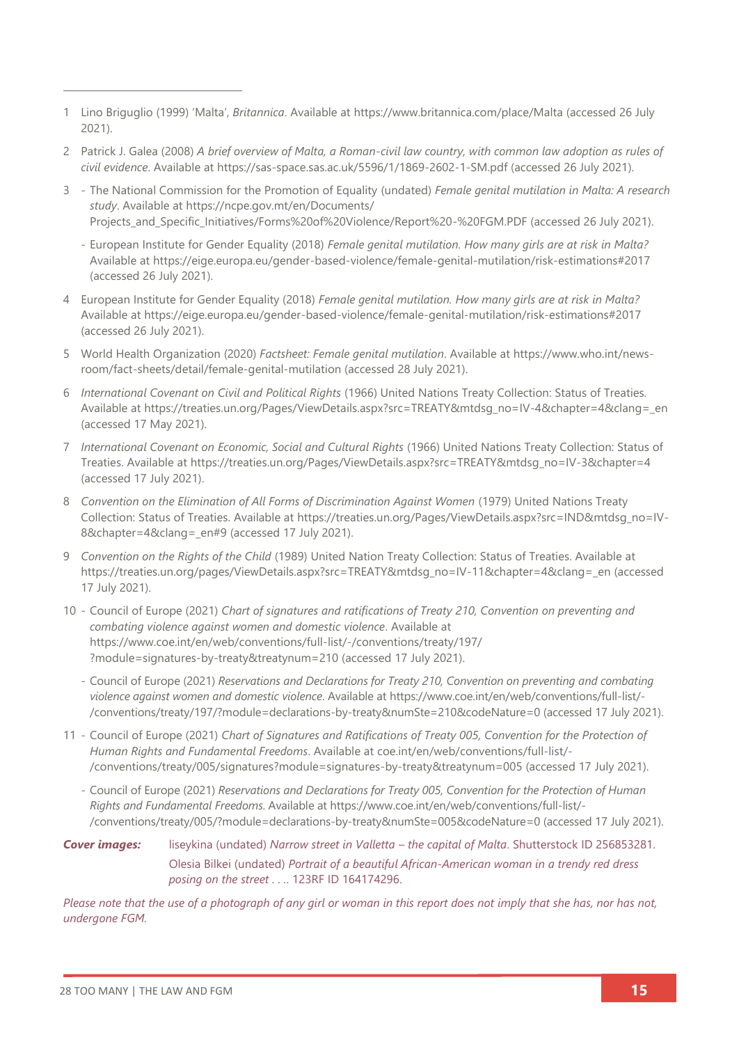1 Lino Briguglio (1999) 'Malta', *Britannica*. Available at https://www.britannica.com/place/Malta (accessed 26 July 2021).

2 Patrick J. Galea (2008) *A brief overview of Malta, a Roman-civil law country, with common law adoption as rules of civil evidence*. Available at https://sas-space.sas.ac.uk/5596/1/1869-2602-1-SM.pdf (accessed 26 July 2021).

3 - The National Commission for the Promotion of Equality (undated) *Female genital mutilation in Malta: A research study*. Available at https://ncpe.gov.mt/en/Documents/Projects_and_Specific_Initiatives/Forms%20of%20Violence/Report%20-%20FGM.PDF (accessed 26 July 2021).

  - European Institute for Gender Equality (2018) *Female genital mutilation. How many girls are at risk in Malta?* Available at https://eige.europa.eu/gender-based-violence/female-genital-mutilation/risk-estimations#2017 (accessed 26 July 2021).

4 European Institute for Gender Equality (2018) *Female genital mutilation. How many girls are at risk in Malta?* Available at https://eige.europa.eu/gender-based-violence/female-genital-mutilation/risk-estimations#2017 (accessed 26 July 2021).

5 World Health Organization (2020) *Factsheet: Female genital mutilation*. Available at https://www.who.int/news-room/fact-sheets/detail/female-genital-mutilation (accessed 28 July 2021).

6 *International Covenant on Civil and Political Rights* (1966) United Nations Treaty Collection: Status of Treaties. Available at https://treaties.un.org/Pages/ViewDetails.aspx?src=TREATY&mtdsg_no=IV-4&chapter=4&clang=_en (accessed 17 May 2021).

7 *International Covenant on Economic, Social and Cultural Rights* (1966) United Nations Treaty Collection: Status of Treaties. Available at https://treaties.un.org/Pages/ViewDetails.aspx?src=TREATY&mtdsg_no=IV-3&chapter=4 (accessed 17 July 2021).

8 *Convention on the Elimination of All Forms of Discrimination Against Women* (1979) United Nations Treaty Collection: Status of Treaties. Available at https://treaties.un.org/Pages/ViewDetails.aspx?src=IND&mtdsg_no=IV-8&chapter=4&clang=_en#9 (accessed 17 July 2021).

9 *Convention on the Rights of the Child* (1989) United Nation Treaty Collection: Status of Treaties. Available at https://treaties.un.org/pages/ViewDetails.aspx?src=TREATY&mtdsg_no=IV-11&chapter=4&clang=_en (accessed 17 July 2021).

10 - Council of Europe (2021) *Chart of signatures and ratifications of Treaty 210, Convention on preventing and combating violence against women and domestic violence*. Available at https://www.coe.int/en/web/conventions/full-list/-/conventions/treaty/197/?module=signatures-by-treaty&treatynum=210 (accessed 17 July 2021).

  - Council of Europe (2021) *Reservations and Declarations for Treaty 210, Convention on preventing and combating violence against women and domestic violence*. Available at https://www.coe.int/en/web/conventions/full-list/-/conventions/treaty/197/?module=declarations-by-treaty&numSte=210&codeNature=0 (accessed 17 July 2021).

11 - Council of Europe (2021) *Chart of Signatures and Ratifications of Treaty 005, Convention for the Protection of Human Rights and Fundamental Freedoms*. Available at coe.int/en/web/conventions/full-list/-/conventions/treaty/005/signatures?module=signatures-by-treaty&treatynum=005 (accessed 17 July 2021).

  - Council of Europe (2021) *Reservations and Declarations for Treaty 005, Convention for the Protection of Human Rights and Fundamental Freedoms*. Available at https://www.coe.int/en/web/conventions/full-list/-/conventions/treaty/005/?module=declarations-by-treaty&numSte=005&codeNature=0 (accessed 17 July 2021).

***Cover images:*** liseykina (undated) *Narrow street in Valletta – the capital of Malta*. Shutterstock ID 256853281.
Olesia Bilkei (undated) *Portrait of a beautiful African-American woman in a trendy red dress posing on the street . . ..* 123RF ID 164174296.

*Please note that the use of a photograph of any girl or woman in this report does not imply that she has, nor has not, undergone FGM.*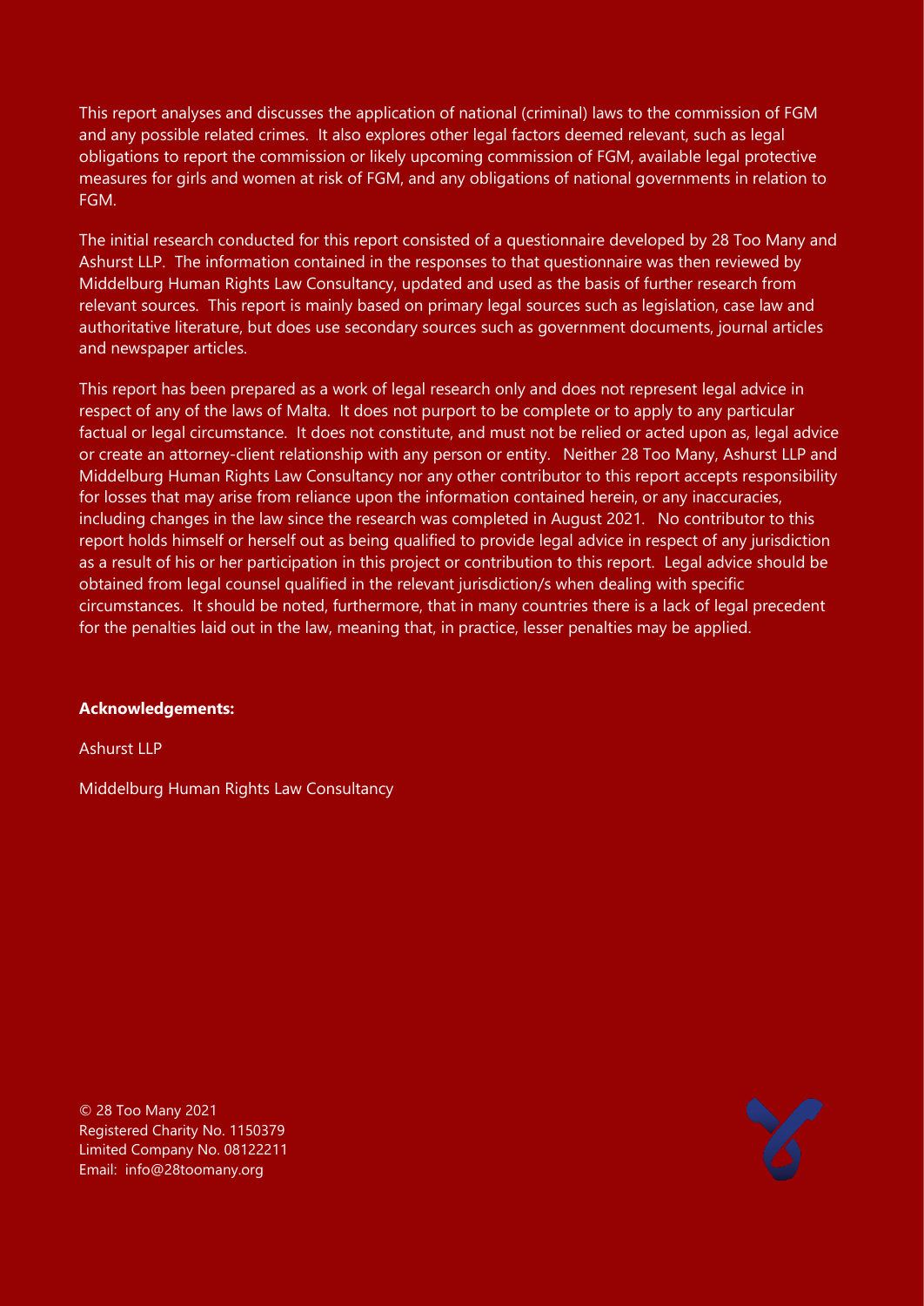This report analyses and discusses the application of national (criminal) laws to the commission of FGM and any possible related crimes. It also explores other legal factors deemed relevant, such as legal obligations to report the commission or likely upcoming commission of FGM, available legal protective measures for girls and women at risk of FGM, and any obligations of national governments in relation to FGM.

The initial research conducted for this report consisted of a questionnaire developed by 28 Too Many and Ashurst LLP. The information contained in the responses to that questionnaire was then reviewed by Middelburg Human Rights Law Consultancy, updated and used as the basis of further research from relevant sources. This report is mainly based on primary legal sources such as legislation, case law and authoritative literature, but does use secondary sources such as government documents, journal articles and newspaper articles.

This report has been prepared as a work of legal research only and does not represent legal advice in respect of any of the laws of Malta. It does not purport to be complete or to apply to any particular factual or legal circumstance. It does not constitute, and must not be relied or acted upon as, legal advice or create an attorney-client relationship with any person or entity. Neither 28 Too Many, Ashurst LLP and Middelburg Human Rights Law Consultancy nor any other contributor to this report accepts responsibility for losses that may arise from reliance upon the information contained herein, or any inaccuracies, including changes in the law since the research was completed in August 2021. No contributor to this report holds himself or herself out as being qualified to provide legal advice in respect of any jurisdiction as a result of his or her participation in this project or contribution to this report. Legal advice should be obtained from legal counsel qualified in the relevant jurisdiction/s when dealing with specific circumstances. It should be noted, furthermore, that in many countries there is a lack of legal precedent for the penalties laid out in the law, meaning that, in practice, lesser penalties may be applied.

**Acknowledgements:**

Ashurst LLP

Middelburg Human Rights Law Consultancy

© 28 Too Many 2021
Registered Charity No. 1150379
Limited Company No. 08122211
Email: info@28toomany.org